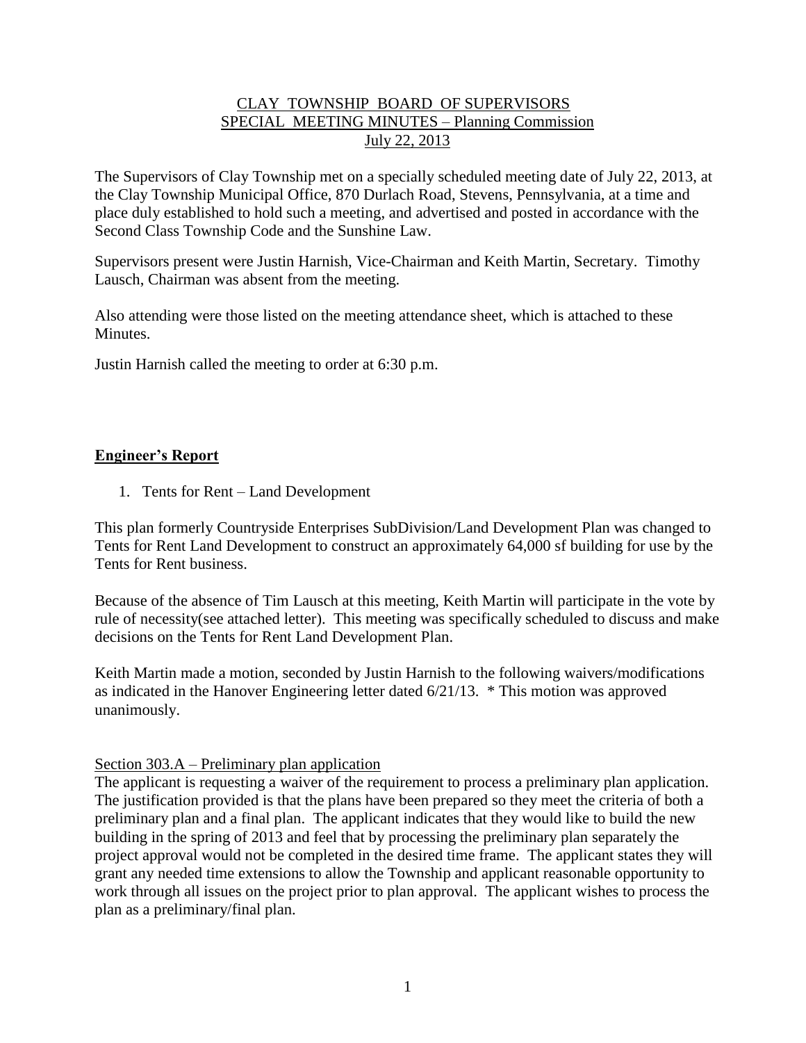# CLAY TOWNSHIP BOARD OF SUPERVISORS
## SPECIAL MEETING MINUTES – Planning Commission
## July 22, 2013

The Supervisors of Clay Township met on a specially scheduled meeting date of July 22, 2013, at the Clay Township Municipal Office, 870 Durlach Road, Stevens, Pennsylvania, at a time and place duly established to hold such a meeting, and advertised and posted in accordance with the Second Class Township Code and the Sunshine Law.

Supervisors present were Justin Harnish, Vice-Chairman and Keith Martin, Secretary. Timothy Lausch, Chairman was absent from the meeting.

Also attending were those listed on the meeting attendance sheet, which is attached to these Minutes.

Justin Harnish called the meeting to order at 6:30 p.m.

## Engineer's Report

1. Tents for Rent – Land Development

This plan formerly Countryside Enterprises SubDivision/Land Development Plan was changed to Tents for Rent Land Development to construct an approximately 64,000 sf building for use by the Tents for Rent business.

Because of the absence of Tim Lausch at this meeting, Keith Martin will participate in the vote by rule of necessity(see attached letter). This meeting was specifically scheduled to discuss and make decisions on the Tents for Rent Land Development Plan.

Keith Martin made a motion, seconded by Justin Harnish to the following waivers/modifications as indicated in the Hanover Engineering letter dated 6/21/13. * This motion was approved unanimously.

Section 303.A – Preliminary plan application

The applicant is requesting a waiver of the requirement to process a preliminary plan application. The justification provided is that the plans have been prepared so they meet the criteria of both a preliminary plan and a final plan. The applicant indicates that they would like to build the new building in the spring of 2013 and feel that by processing the preliminary plan separately the project approval would not be completed in the desired time frame. The applicant states they will grant any needed time extensions to allow the Township and applicant reasonable opportunity to work through all issues on the project prior to plan approval. The applicant wishes to process the plan as a preliminary/final plan.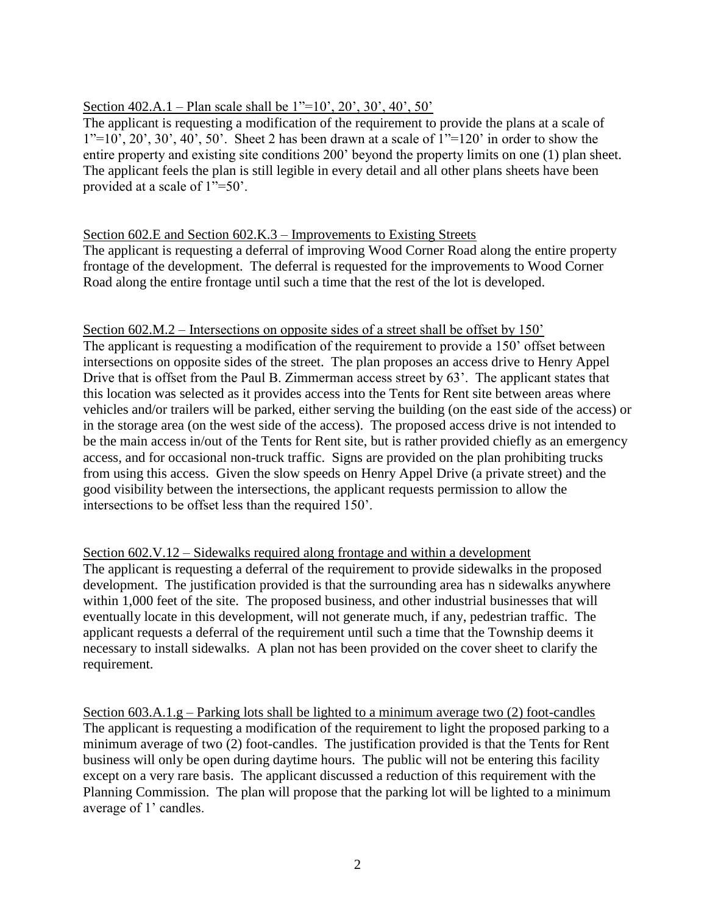Section 402.A.1 – Plan scale shall be 1"=10', 20', 30', 40', 50'

The applicant is requesting a modification of the requirement to provide the plans at a scale of 1"=10', 20', 30', 40', 50'. Sheet 2 has been drawn at a scale of 1"=120' in order to show the entire property and existing site conditions 200' beyond the property limits on one (1) plan sheet. The applicant feels the plan is still legible in every detail and all other plans sheets have been provided at a scale of 1"=50'.

Section 602.E and Section 602.K.3 – Improvements to Existing Streets

The applicant is requesting a deferral of improving Wood Corner Road along the entire property frontage of the development. The deferral is requested for the improvements to Wood Corner Road along the entire frontage until such a time that the rest of the lot is developed.

Section 602.M.2 – Intersections on opposite sides of a street shall be offset by 150'

The applicant is requesting a modification of the requirement to provide a 150' offset between intersections on opposite sides of the street. The plan proposes an access drive to Henry Appel Drive that is offset from the Paul B. Zimmerman access street by 63'. The applicant states that this location was selected as it provides access into the Tents for Rent site between areas where vehicles and/or trailers will be parked, either serving the building (on the east side of the access) or in the storage area (on the west side of the access). The proposed access drive is not intended to be the main access in/out of the Tents for Rent site, but is rather provided chiefly as an emergency access, and for occasional non-truck traffic. Signs are provided on the plan prohibiting trucks from using this access. Given the slow speeds on Henry Appel Drive (a private street) and the good visibility between the intersections, the applicant requests permission to allow the intersections to be offset less than the required 150'.

Section 602.V.12 – Sidewalks required along frontage and within a development

The applicant is requesting a deferral of the requirement to provide sidewalks in the proposed development. The justification provided is that the surrounding area has n sidewalks anywhere within 1,000 feet of the site. The proposed business, and other industrial businesses that will eventually locate in this development, will not generate much, if any, pedestrian traffic. The applicant requests a deferral of the requirement until such a time that the Township deems it necessary to install sidewalks. A plan not has been provided on the cover sheet to clarify the requirement.

Section 603.A.1.g – Parking lots shall be lighted to a minimum average two (2) foot-candles

The applicant is requesting a modification of the requirement to light the proposed parking to a minimum average of two (2) foot-candles. The justification provided is that the Tents for Rent business will only be open during daytime hours. The public will not be entering this facility except on a very rare basis. The applicant discussed a reduction of this requirement with the Planning Commission. The plan will propose that the parking lot will be lighted to a minimum average of 1' candles.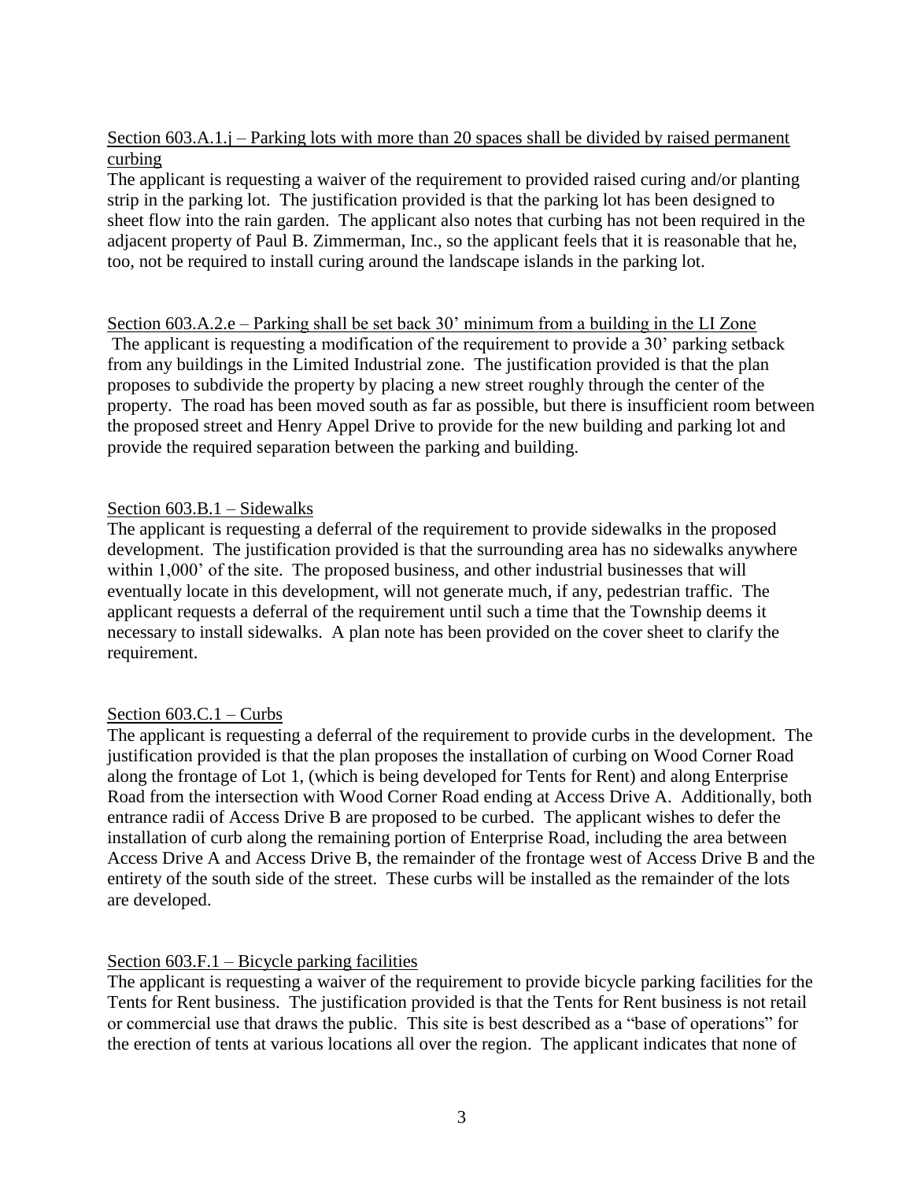Section 603.A.1.j – Parking lots with more than 20 spaces shall be divided by raised permanent curbing

The applicant is requesting a waiver of the requirement to provided raised curing and/or planting strip in the parking lot. The justification provided is that the parking lot has been designed to sheet flow into the rain garden. The applicant also notes that curbing has not been required in the adjacent property of Paul B. Zimmerman, Inc., so the applicant feels that it is reasonable that he, too, not be required to install curing around the landscape islands in the parking lot.

Section 603.A.2.e – Parking shall be set back 30' minimum from a building in the LI Zone

The applicant is requesting a modification of the requirement to provide a 30' parking setback from any buildings in the Limited Industrial zone. The justification provided is that the plan proposes to subdivide the property by placing a new street roughly through the center of the property. The road has been moved south as far as possible, but there is insufficient room between the proposed street and Henry Appel Drive to provide for the new building and parking lot and provide the required separation between the parking and building.

Section 603.B.1 – Sidewalks

The applicant is requesting a deferral of the requirement to provide sidewalks in the proposed development. The justification provided is that the surrounding area has no sidewalks anywhere within 1,000' of the site. The proposed business, and other industrial businesses that will eventually locate in this development, will not generate much, if any, pedestrian traffic. The applicant requests a deferral of the requirement until such a time that the Township deems it necessary to install sidewalks. A plan note has been provided on the cover sheet to clarify the requirement.

Section 603.C.1 – Curbs

The applicant is requesting a deferral of the requirement to provide curbs in the development. The justification provided is that the plan proposes the installation of curbing on Wood Corner Road along the frontage of Lot 1, (which is being developed for Tents for Rent) and along Enterprise Road from the intersection with Wood Corner Road ending at Access Drive A. Additionally, both entrance radii of Access Drive B are proposed to be curbed. The applicant wishes to defer the installation of curb along the remaining portion of Enterprise Road, including the area between Access Drive A and Access Drive B, the remainder of the frontage west of Access Drive B and the entirety of the south side of the street. These curbs will be installed as the remainder of the lots are developed.

Section 603.F.1 – Bicycle parking facilities

The applicant is requesting a waiver of the requirement to provide bicycle parking facilities for the Tents for Rent business. The justification provided is that the Tents for Rent business is not retail or commercial use that draws the public. This site is best described as a "base of operations" for the erection of tents at various locations all over the region. The applicant indicates that none of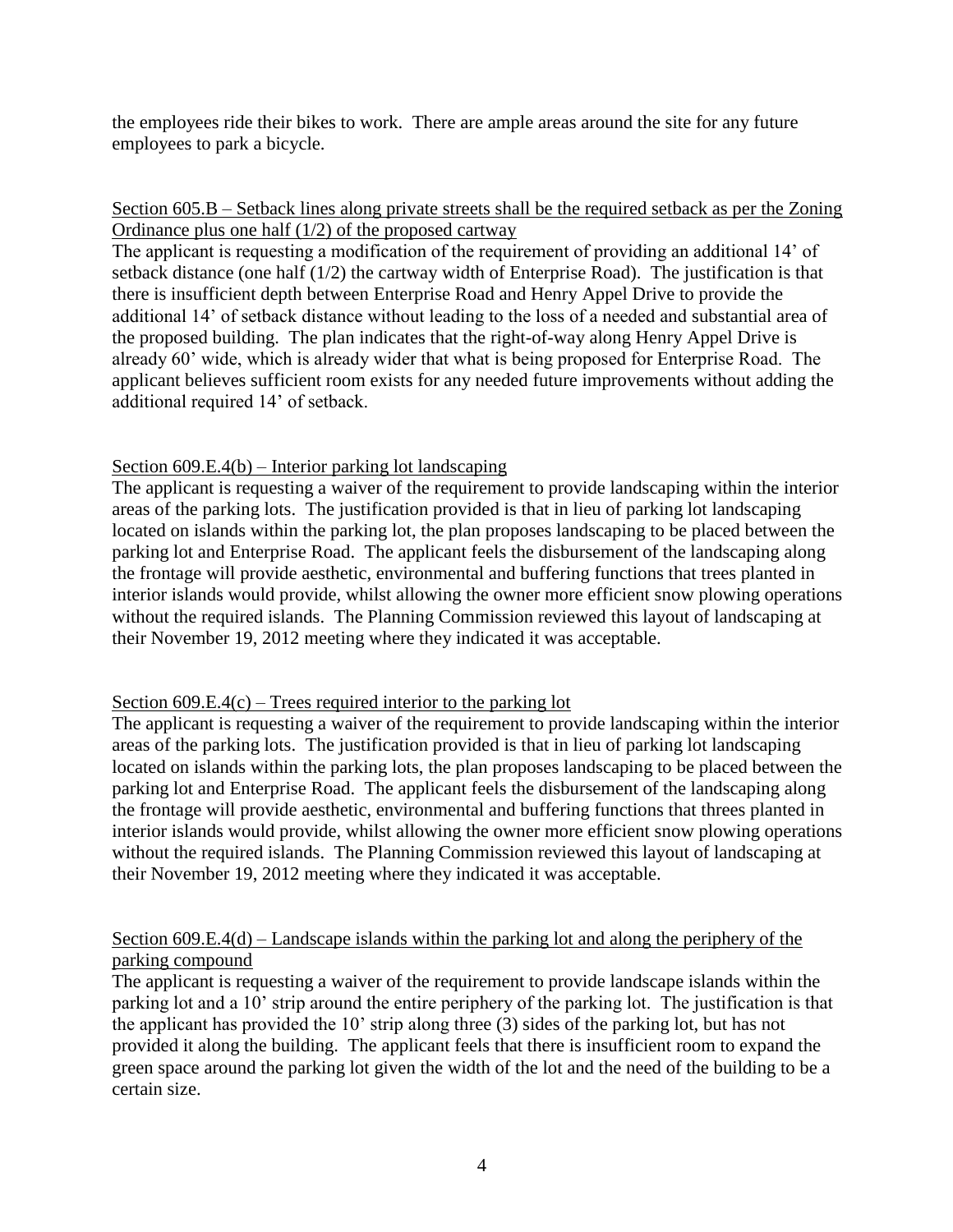the employees ride their bikes to work. There are ample areas around the site for any future employees to park a bicycle.

<u>Section 605.B – Setback lines along private streets shall be the required setback as per the Zoning Ordinance plus one half (1/2) of the proposed cartway</u>

The applicant is requesting a modification of the requirement of providing an additional 14' of setback distance (one half (1/2) the cartway width of Enterprise Road). The justification is that there is insufficient depth between Enterprise Road and Henry Appel Drive to provide the additional 14' of setback distance without leading to the loss of a needed and substantial area of the proposed building. The plan indicates that the right-of-way along Henry Appel Drive is already 60' wide, which is already wider that what is being proposed for Enterprise Road. The applicant believes sufficient room exists for any needed future improvements without adding the additional required 14' of setback.

<u>Section 609.E.4(b) – Interior parking lot landscaping</u>

The applicant is requesting a waiver of the requirement to provide landscaping within the interior areas of the parking lots. The justification provided is that in lieu of parking lot landscaping located on islands within the parking lot, the plan proposes landscaping to be placed between the parking lot and Enterprise Road. The applicant feels the disbursement of the landscaping along the frontage will provide aesthetic, environmental and buffering functions that trees planted in interior islands would provide, whilst allowing the owner more efficient snow plowing operations without the required islands. The Planning Commission reviewed this layout of landscaping at their November 19, 2012 meeting where they indicated it was acceptable.

<u>Section 609.E.4(c) – Trees required interior to the parking lot</u>

The applicant is requesting a waiver of the requirement to provide landscaping within the interior areas of the parking lots. The justification provided is that in lieu of parking lot landscaping located on islands within the parking lots, the plan proposes landscaping to be placed between the parking lot and Enterprise Road. The applicant feels the disbursement of the landscaping along the frontage will provide aesthetic, environmental and buffering functions that threes planted in interior islands would provide, whilst allowing the owner more efficient snow plowing operations without the required islands. The Planning Commission reviewed this layout of landscaping at their November 19, 2012 meeting where they indicated it was acceptable.

<u>Section 609.E.4(d) – Landscape islands within the parking lot and along the periphery of the parking compound</u>

The applicant is requesting a waiver of the requirement to provide landscape islands within the parking lot and a 10' strip around the entire periphery of the parking lot. The justification is that the applicant has provided the 10' strip along three (3) sides of the parking lot, but has not provided it along the building. The applicant feels that there is insufficient room to expand the green space around the parking lot given the width of the lot and the need of the building to be a certain size.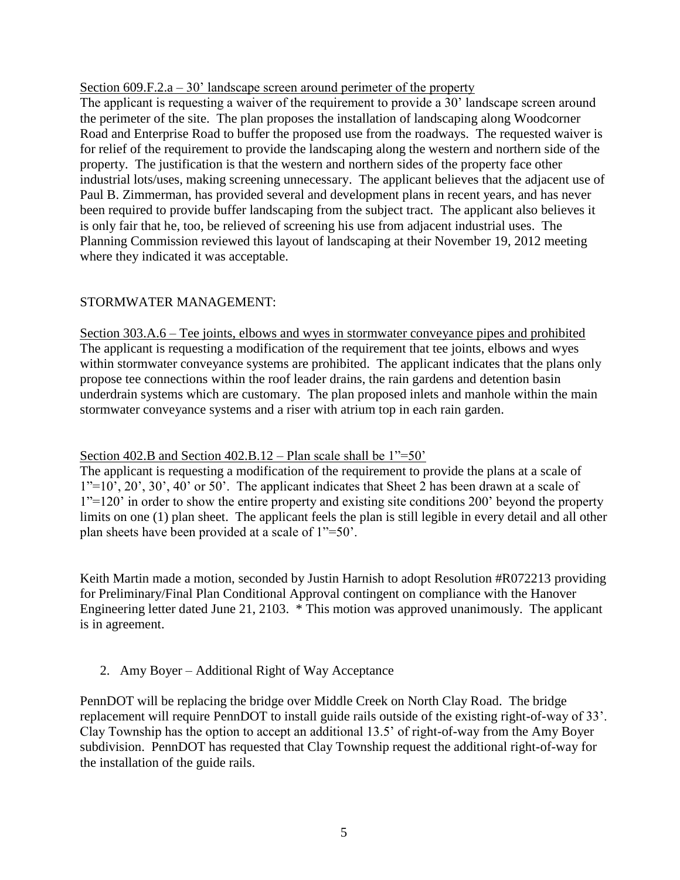<u>Section 609.F.2.a – 30' landscape screen around perimeter of the property</u>

The applicant is requesting a waiver of the requirement to provide a 30' landscape screen around the perimeter of the site. The plan proposes the installation of landscaping along Woodcorner Road and Enterprise Road to buffer the proposed use from the roadways. The requested waiver is for relief of the requirement to provide the landscaping along the western and northern side of the property. The justification is that the western and northern sides of the property face other industrial lots/uses, making screening unnecessary. The applicant believes that the adjacent use of Paul B. Zimmerman, has provided several and development plans in recent years, and has never been required to provide buffer landscaping from the subject tract. The applicant also believes it is only fair that he, too, be relieved of screening his use from adjacent industrial uses. The Planning Commission reviewed this layout of landscaping at their November 19, 2012 meeting where they indicated it was acceptable.

STORMWATER MANAGEMENT:

<u>Section 303.A.6 – Tee joints, elbows and wyes in stormwater conveyance pipes and prohibited</u>

The applicant is requesting a modification of the requirement that tee joints, elbows and wyes within stormwater conveyance systems are prohibited. The applicant indicates that the plans only propose tee connections within the roof leader drains, the rain gardens and detention basin underdrain systems which are customary. The plan proposed inlets and manhole within the main stormwater conveyance systems and a riser with atrium top in each rain garden.

<u>Section 402.B and Section 402.B.12 – Plan scale shall be 1"=50'</u>

The applicant is requesting a modification of the requirement to provide the plans at a scale of 1"=10', 20', 30', 40' or 50'. The applicant indicates that Sheet 2 has been drawn at a scale of 1"=120' in order to show the entire property and existing site conditions 200' beyond the property limits on one (1) plan sheet. The applicant feels the plan is still legible in every detail and all other plan sheets have been provided at a scale of 1"=50'.

Keith Martin made a motion, seconded by Justin Harnish to adopt Resolution #R072213 providing for Preliminary/Final Plan Conditional Approval contingent on compliance with the Hanover Engineering letter dated June 21, 2103. * This motion was approved unanimously. The applicant is in agreement.

2. Amy Boyer – Additional Right of Way Acceptance

PennDOT will be replacing the bridge over Middle Creek on North Clay Road. The bridge replacement will require PennDOT to install guide rails outside of the existing right-of-way of 33'. Clay Township has the option to accept an additional 13.5' of right-of-way from the Amy Boyer subdivision. PennDOT has requested that Clay Township request the additional right-of-way for the installation of the guide rails.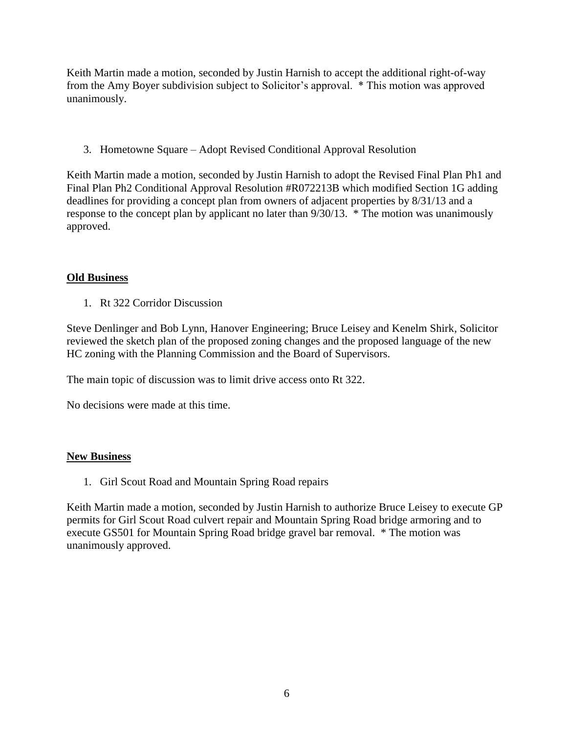Keith Martin made a motion, seconded by Justin Harnish to accept the additional right-of-way from the Amy Boyer subdivision subject to Solicitor's approval. * This motion was approved unanimously.

3. Hometowne Square – Adopt Revised Conditional Approval Resolution

Keith Martin made a motion, seconded by Justin Harnish to adopt the Revised Final Plan Ph1 and Final Plan Ph2 Conditional Approval Resolution #R072213B which modified Section 1G adding deadlines for providing a concept plan from owners of adjacent properties by 8/31/13 and a response to the concept plan by applicant no later than 9/30/13. * The motion was unanimously approved.

**Old Business**

1. Rt 322 Corridor Discussion

Steve Denlinger and Bob Lynn, Hanover Engineering; Bruce Leisey and Kenelm Shirk, Solicitor reviewed the sketch plan of the proposed zoning changes and the proposed language of the new HC zoning with the Planning Commission and the Board of Supervisors.

The main topic of discussion was to limit drive access onto Rt 322.

No decisions were made at this time.

**New Business**

1. Girl Scout Road and Mountain Spring Road repairs

Keith Martin made a motion, seconded by Justin Harnish to authorize Bruce Leisey to execute GP permits for Girl Scout Road culvert repair and Mountain Spring Road bridge armoring and to execute GS501 for Mountain Spring Road bridge gravel bar removal. * The motion was unanimously approved.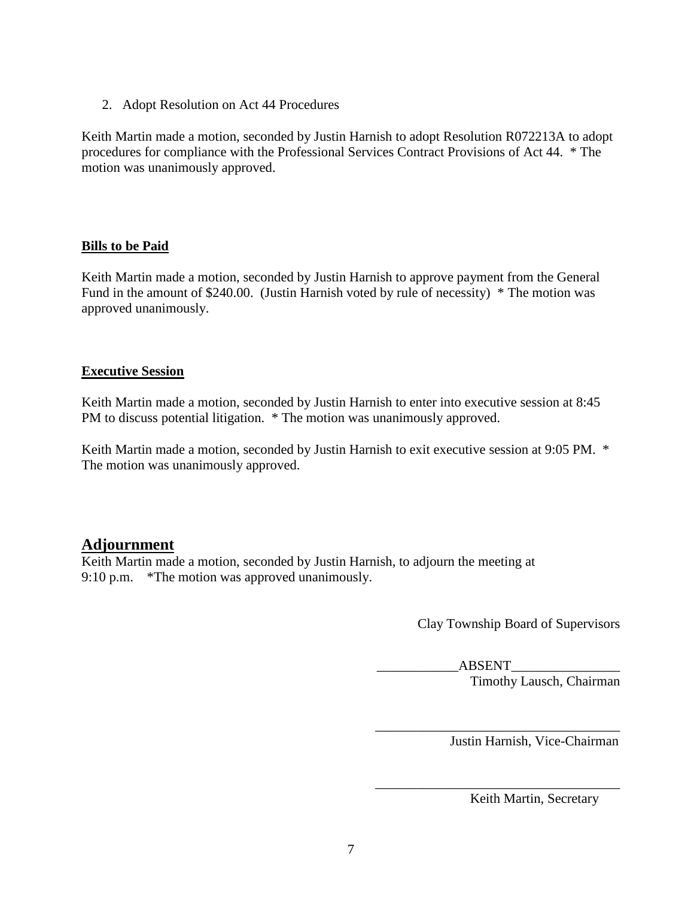2. Adopt Resolution on Act 44 Procedures

Keith Martin made a motion, seconded by Justin Harnish to adopt Resolution R072213A to adopt procedures for compliance with the Professional Services Contract Provisions of Act 44. * The motion was unanimously approved.

**Bills to be Paid**

Keith Martin made a motion, seconded by Justin Harnish to approve payment from the General Fund in the amount of $240.00. (Justin Harnish voted by rule of necessity) * The motion was approved unanimously.

**Executive Session**

Keith Martin made a motion, seconded by Justin Harnish to enter into executive session at 8:45 PM to discuss potential litigation. * The motion was unanimously approved.

Keith Martin made a motion, seconded by Justin Harnish to exit executive session at 9:05 PM. * The motion was unanimously approved.

## Adjournment

Keith Martin made a motion, seconded by Justin Harnish, to adjourn the meeting at 9:10 p.m. *The motion was approved unanimously.

Clay Township Board of Supervisors

____________ABSENT________________
Timothy Lausch, Chairman

_____________________________________
Justin Harnish, Vice-Chairman

_____________________________________
Keith Martin, Secretary